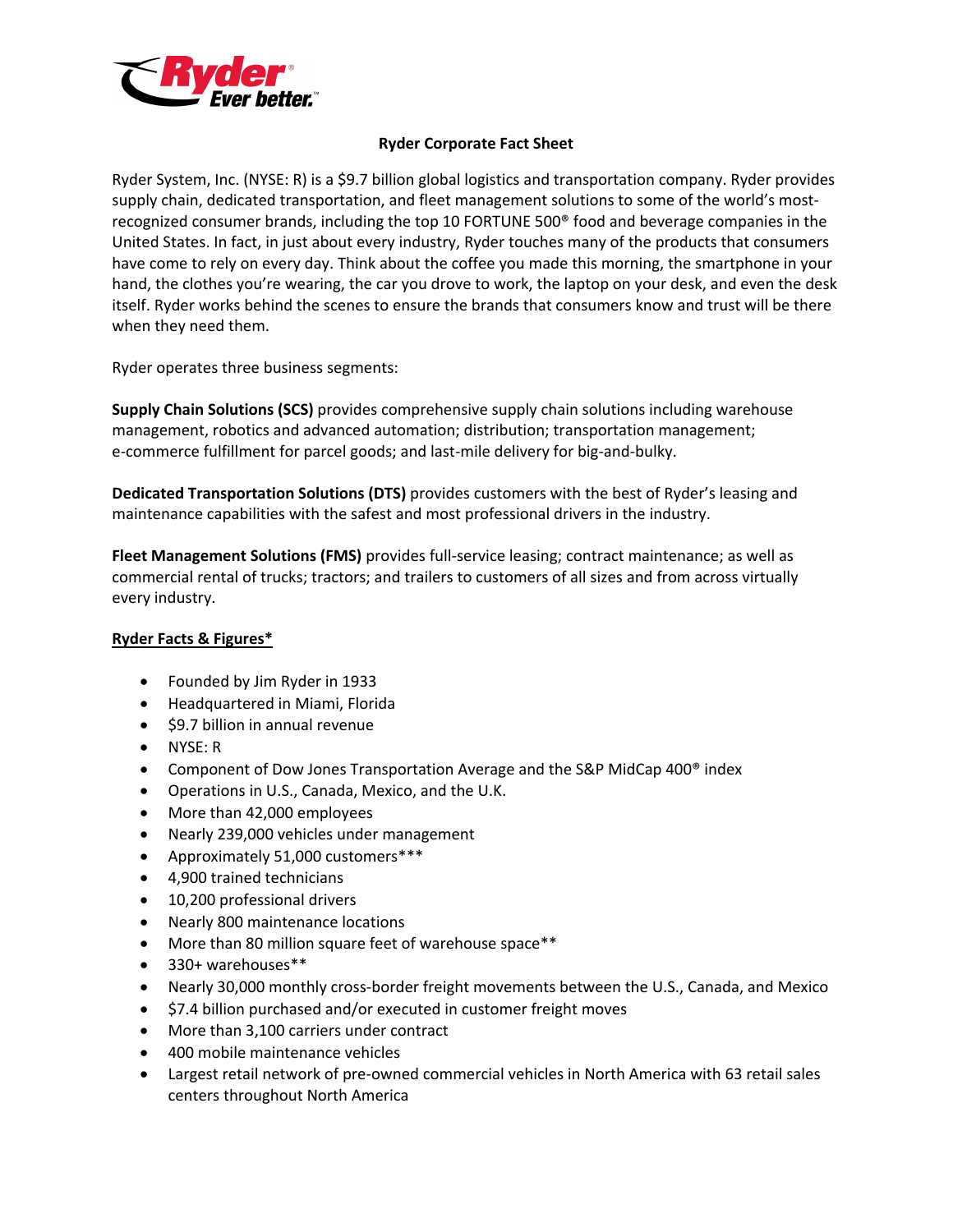# Ryder Corporate Fact Sheet

Ryder System, Inc. (NYSE: R) is a $9.7 billion global logistics and transportation company. Ryder provides supply chain, dedicated transportation, and fleet management solutions to some of the world's most-recognized consumer brands, including the top 10 FORTUNE 500® food and beverage companies in the United States. In fact, in just about every industry, Ryder touches many of the products that consumers have come to rely on every day. Think about the coffee you made this morning, the smartphone in your hand, the clothes you're wearing, the car you drove to work, the laptop on your desk, and even the desk itself. Ryder works behind the scenes to ensure the brands that consumers know and trust will be there when they need them.

Ryder operates three business segments:

**Supply Chain Solutions (SCS)** provides comprehensive supply chain solutions including warehouse management, robotics and advanced automation; distribution; transportation management; e-commerce fulfillment for parcel goods; and last-mile delivery for big-and-bulky.

**Dedicated Transportation Solutions (DTS)** provides customers with the best of Ryder's leasing and maintenance capabilities with the safest and most professional drivers in the industry.

**Fleet Management Solutions (FMS)** provides full-service leasing; contract maintenance; as well as commercial rental of trucks; tractors; and trailers to customers of all sizes and from across virtually every industry.

## Ryder Facts & Figures*

- Founded by Jim Ryder in 1933
- Headquartered in Miami, Florida
- $9.7 billion in annual revenue
- NYSE: R
- Component of Dow Jones Transportation Average and the S&P MidCap 400® index
- Operations in U.S., Canada, Mexico, and the U.K.
- More than 42,000 employees
- Nearly 239,000 vehicles under management
- Approximately 51,000 customers***
- 4,900 trained technicians
- 10,200 professional drivers
- Nearly 800 maintenance locations
- More than 80 million square feet of warehouse space**
- 330+ warehouses**
- Nearly 30,000 monthly cross-border freight movements between the U.S., Canada, and Mexico
- $7.4 billion purchased and/or executed in customer freight moves
- More than 3,100 carriers under contract
- 400 mobile maintenance vehicles
- Largest retail network of pre-owned commercial vehicles in North America with 63 retail sales centers throughout North America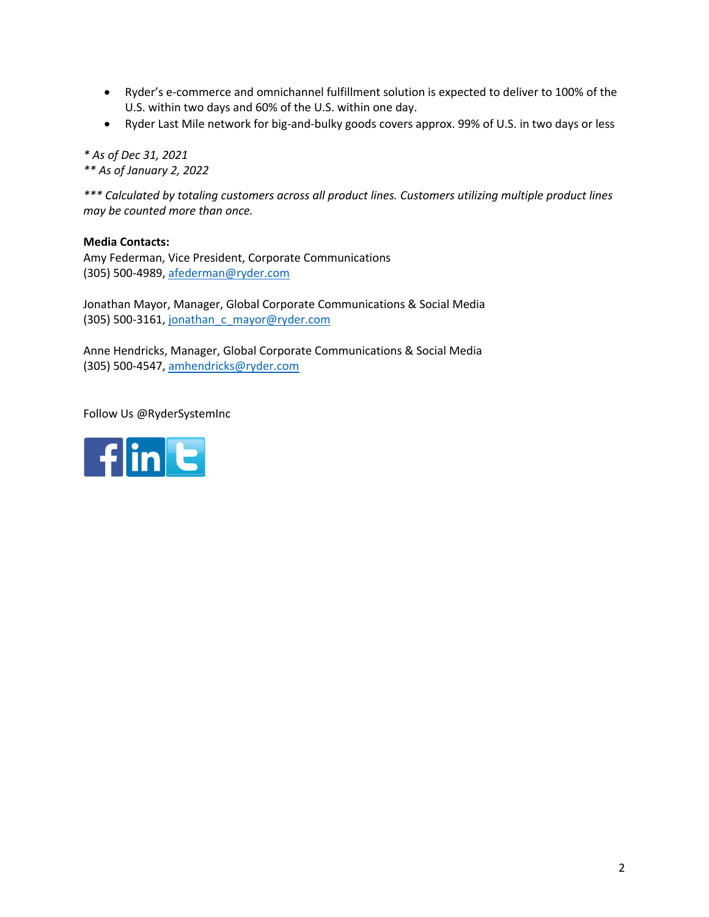- Ryder's e-commerce and omnichannel fulfillment solution is expected to deliver to 100% of the U.S. within two days and 60% of the U.S. within one day.
- Ryder Last Mile network for big-and-bulky goods covers approx. 99% of U.S. in two days or less

*\* As of Dec 31, 2021*
*\*\* As of January 2, 2022*

*\*\*\* Calculated by totaling customers across all product lines. Customers utilizing multiple product lines may be counted more than once.*

**Media Contacts:**
Amy Federman, Vice President, Corporate Communications
(305) 500-4989, afederman@ryder.com

Jonathan Mayor, Manager, Global Corporate Communications & Social Media
(305) 500-3161, jonathan_c_mayor@ryder.com

Anne Hendricks, Manager, Global Corporate Communications & Social Media
(305) 500-4547, amhendricks@ryder.com

Follow Us @RyderSystemInc